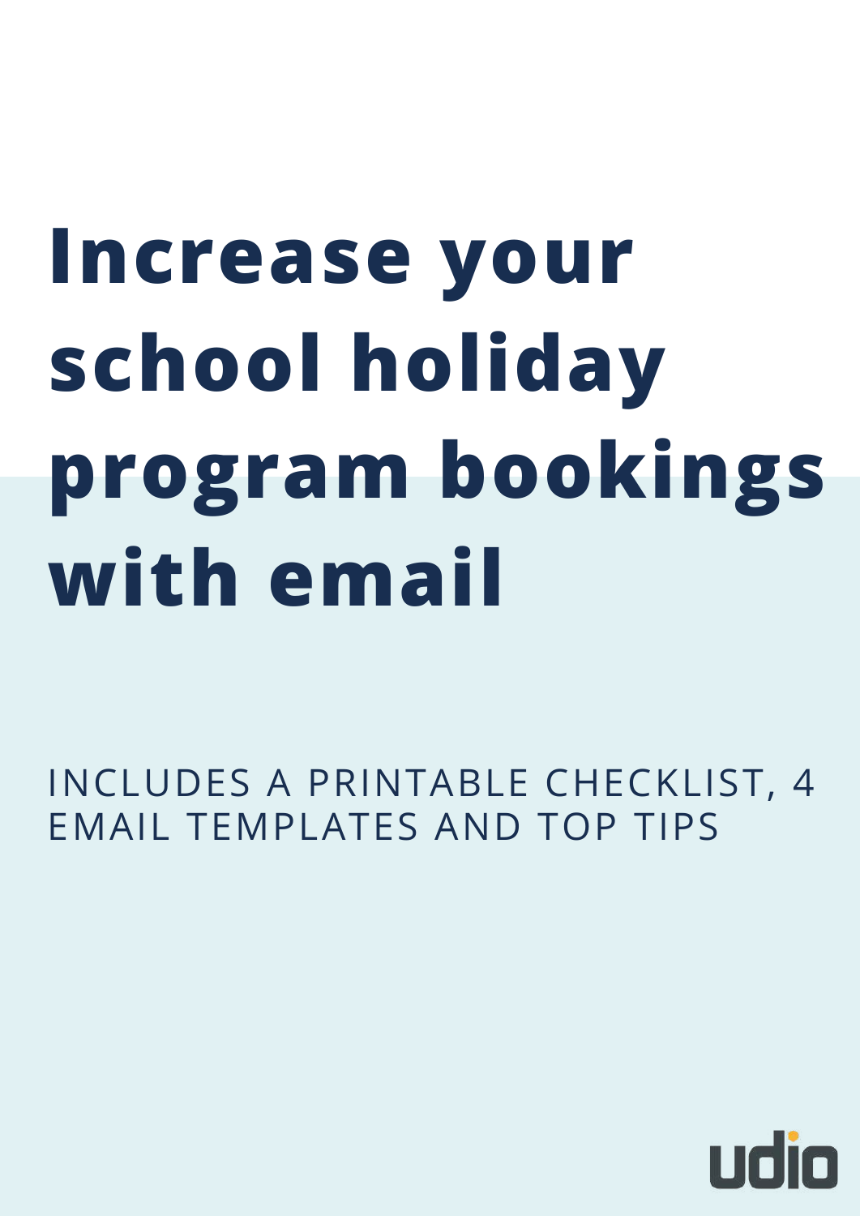# Increase your school holiday program bookings with email

INCLUDES A PRINTABLE CHECKLIST, 4 EMAIL TEMPLATES AND TOP TIPS

udio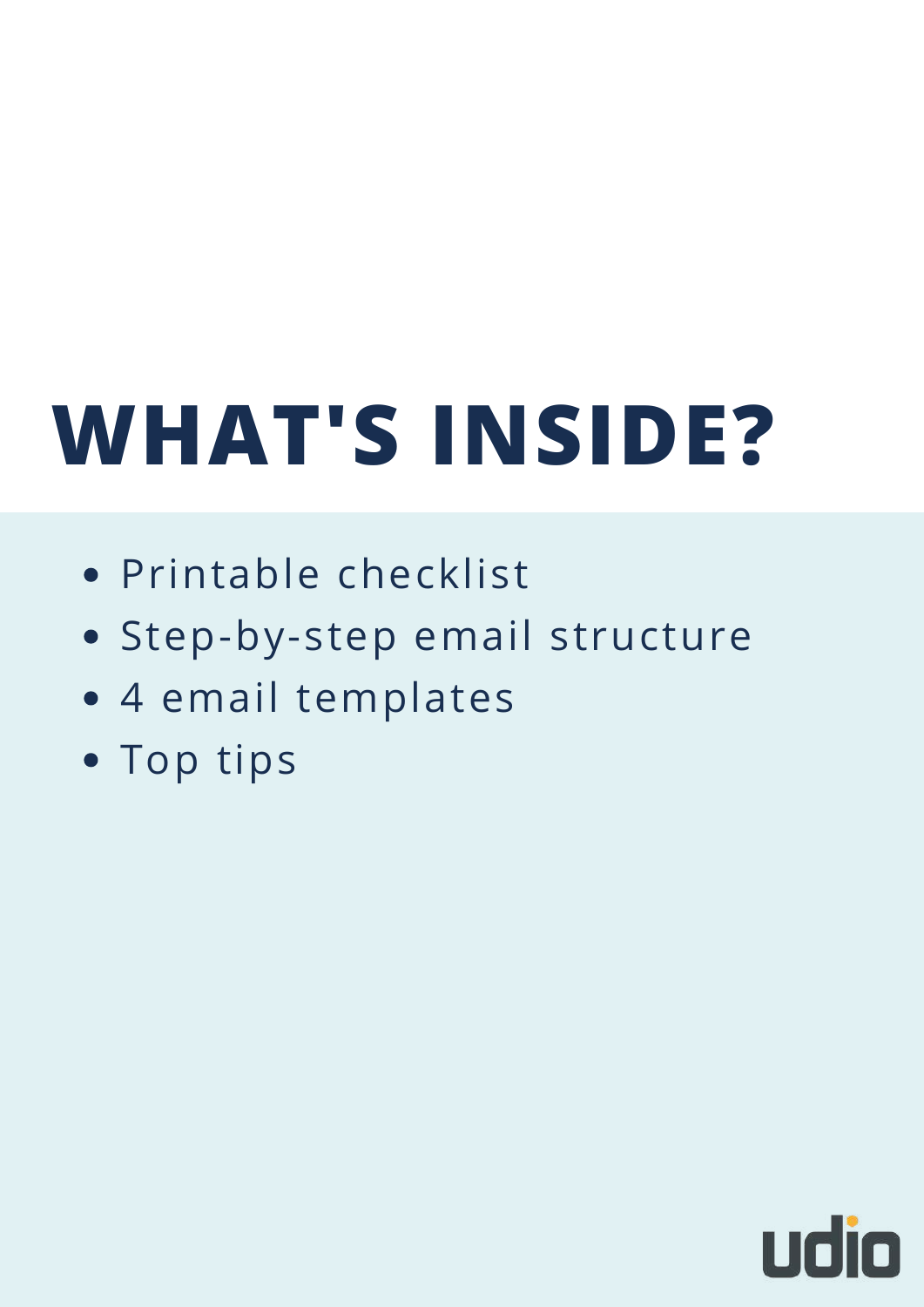# WHAT'S INSIDE?

- Printable checklist
- Step-by-step email structure
- 4 email templates
- Top tips

udio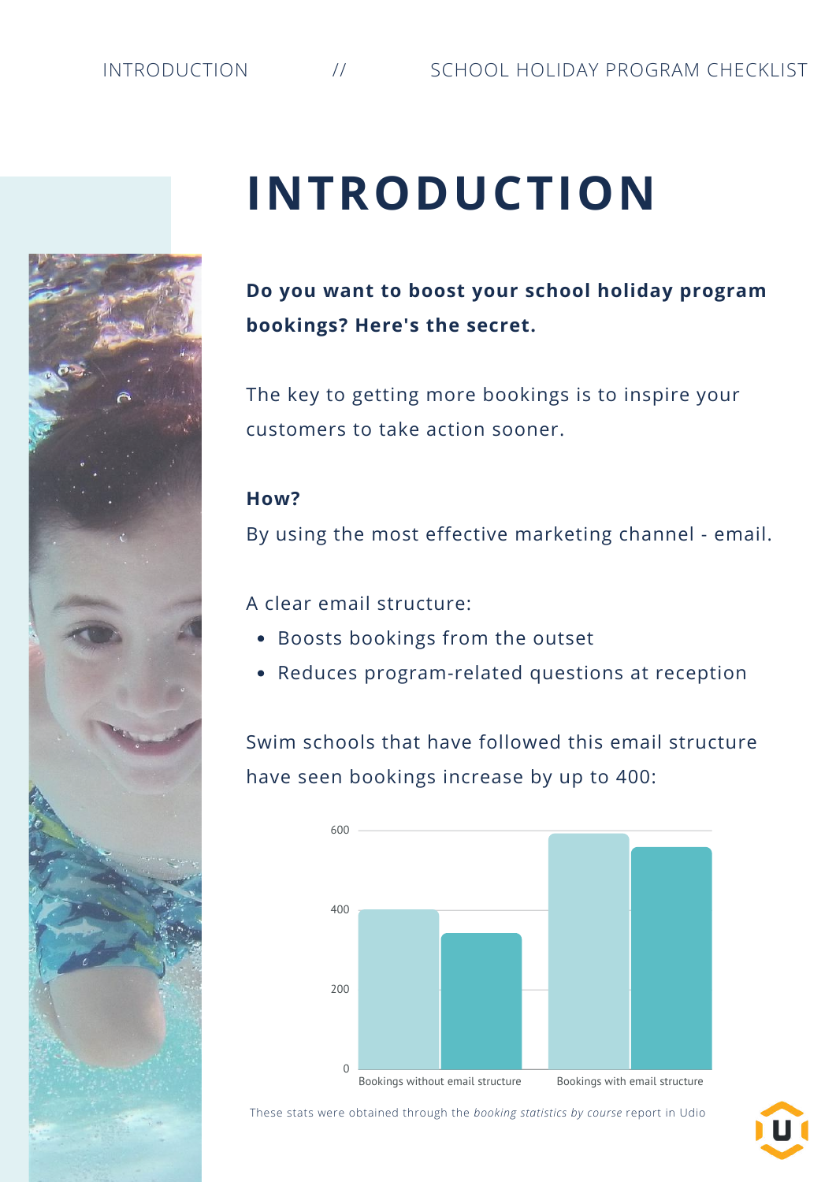# INTRODUCTION

**Do you want to boost your school holiday program bookings? Here's the secret.**

The key to getting more bookings is to inspire your customers to take action sooner.

**How?**

By using the most effective marketing channel - email.

A clear email structure:

- Boosts bookings from the outset
- Reduces program-related questions at reception

Swim schools that have followed this email structure have seen bookings increase by up to 400:

600

400

200

0

Bookings without email structure

Bookings with email structure

These stats were obtained through the *booking statistics by course* report in Udio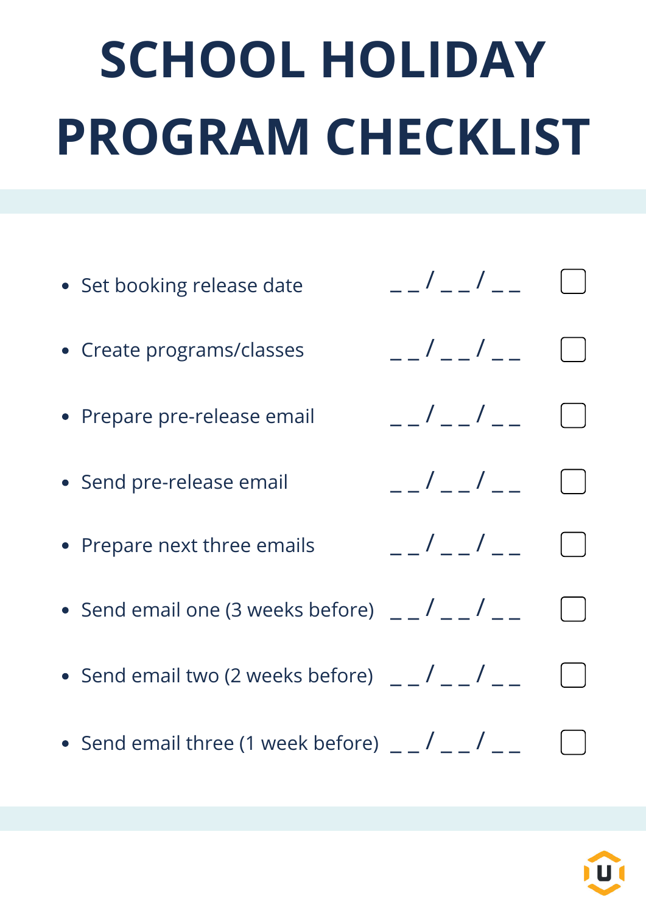# SCHOOL HOLIDAY PROGRAM CHECKLIST

- Set booking release date __ / __ / __ ☐
- Create programs/classes __ / __ / __ ☐
- Prepare pre-release email __ / __ / __ ☐
- Send pre-release email __ / __ / __ ☐
- Prepare next three emails __ / __ / __ ☐
- Send email one (3 weeks before) __ / __ / __ ☐
- Send email two (2 weeks before) __ / __ / __ ☐
- Send email three (1 week before) __ / __ / __ ☐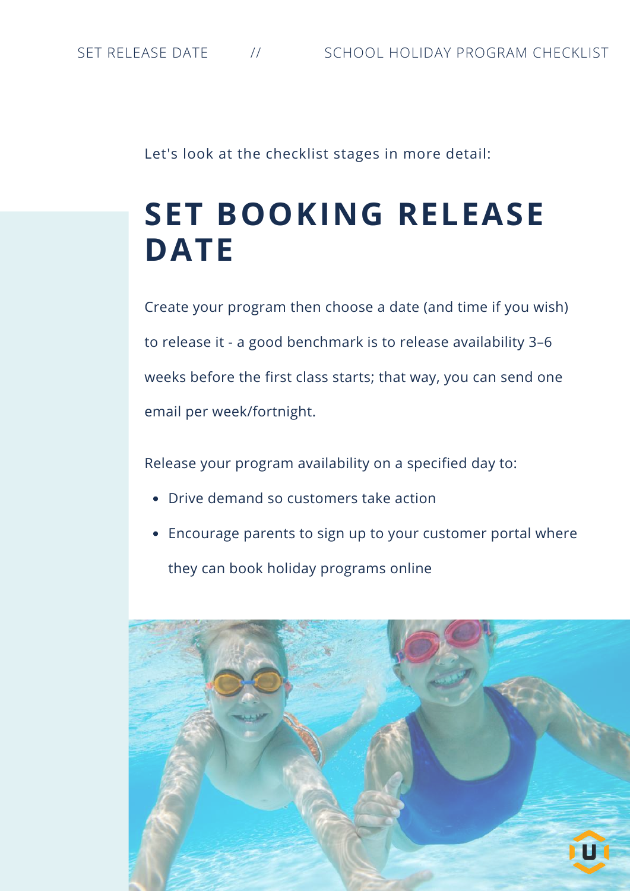Let's look at the checklist stages in more detail:

# SET BOOKING RELEASE DATE

Create your program then choose a date (and time if you wish) to release it - a good benchmark is to release availability 3–6 weeks before the first class starts; that way, you can send one email per week/fortnight.

Release your program availability on a specified day to:

- Drive demand so customers take action
- Encourage parents to sign up to your customer portal where they can book holiday programs online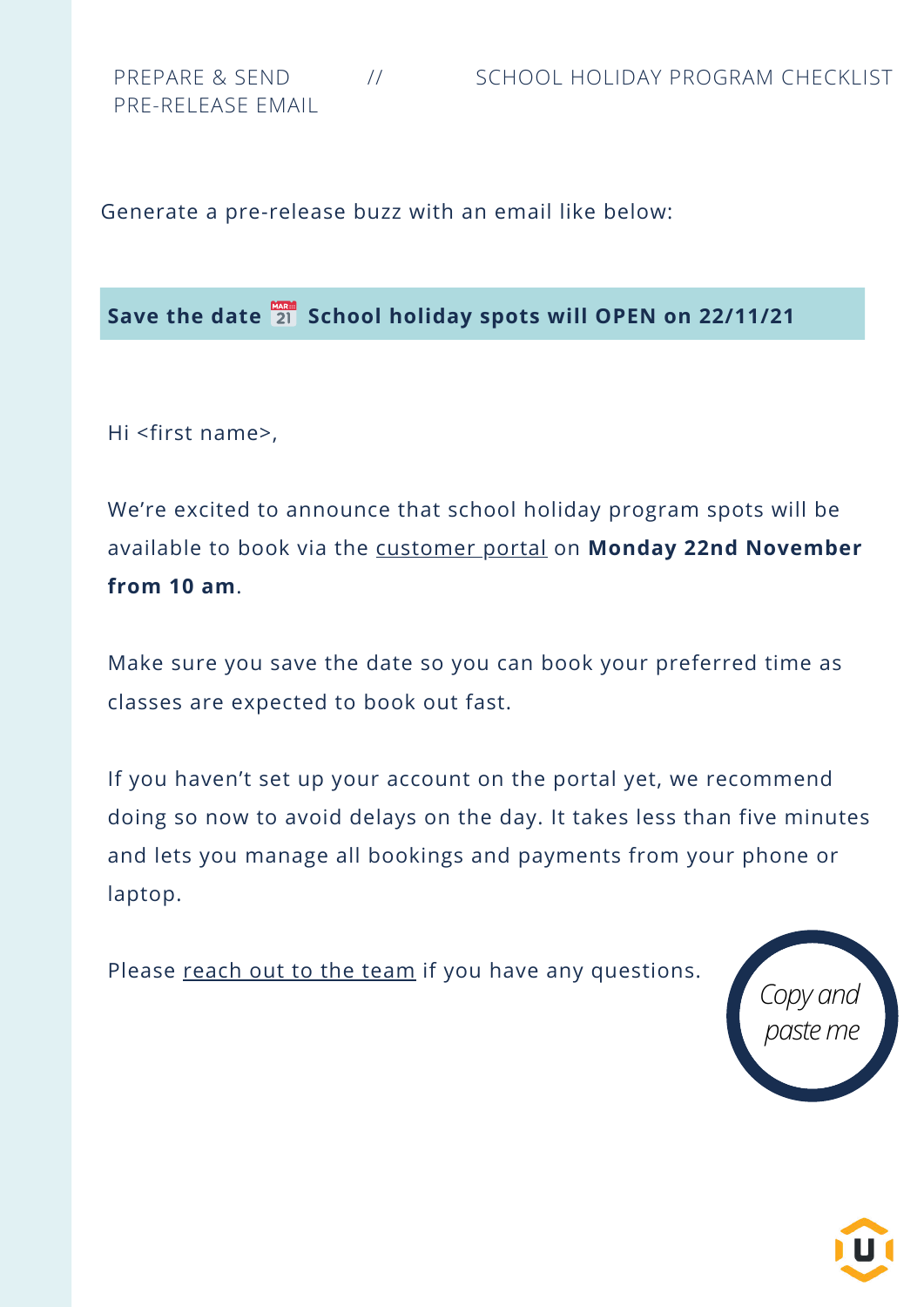PREPARE & SEND PRE-RELEASE EMAIL // SCHOOL HOLIDAY PROGRAM CHECKLIST

Generate a pre-release buzz with an email like below:

**Save the date 📅 School holiday spots will OPEN on 22/11/21**

Hi <first name>,

We're excited to announce that school holiday program spots will be available to book via the customer portal on **Monday 22nd November from 10 am**.

Make sure you save the date so you can book your preferred time as classes are expected to book out fast.

If you haven't set up your account on the portal yet, we recommend doing so now to avoid delays on the day. It takes less than five minutes and lets you manage all bookings and payments from your phone or laptop.

Please reach out to the team if you have any questions.

*Copy and paste me*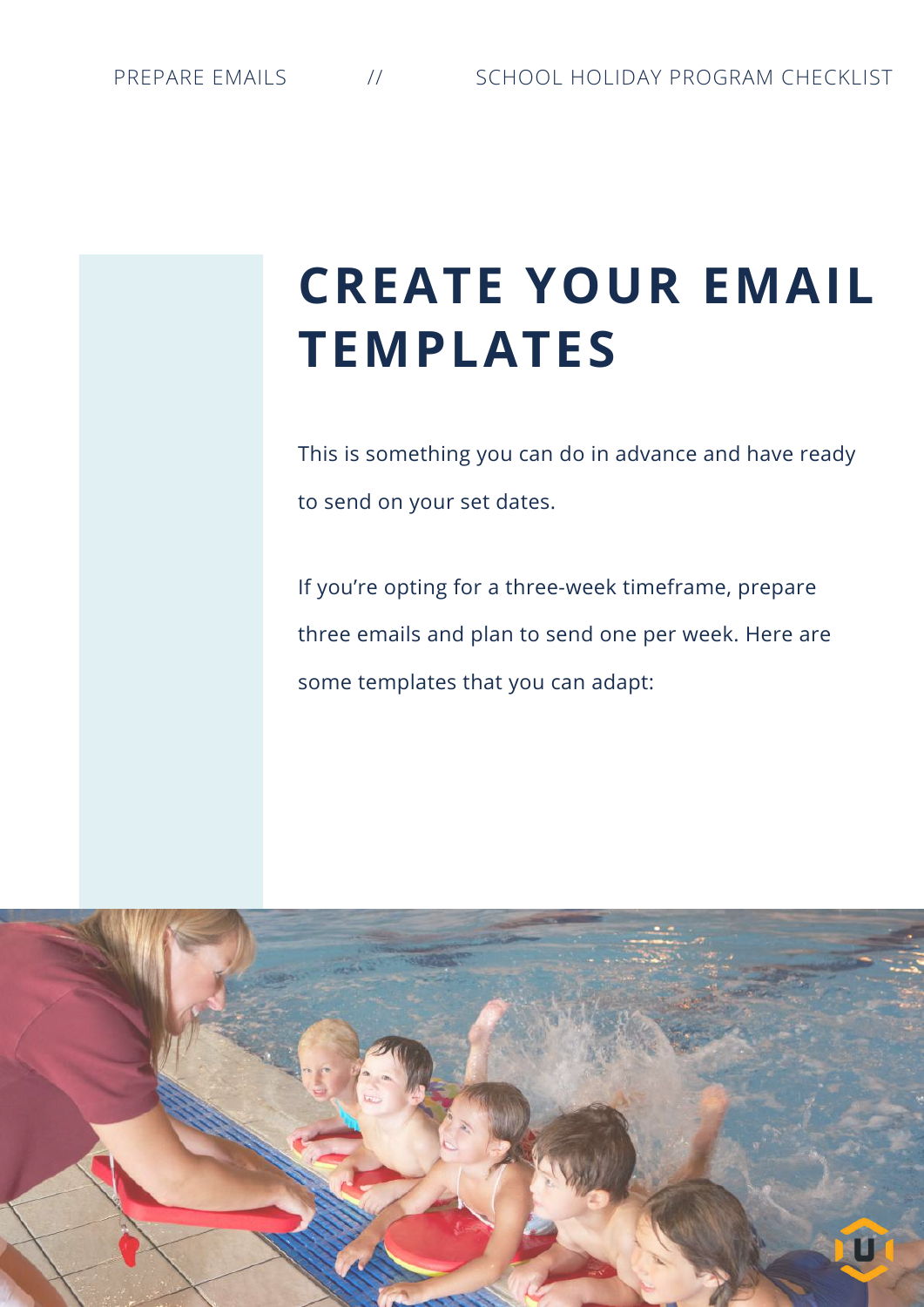# CREATE YOUR EMAIL TEMPLATES

This is something you can do in advance and have ready to send on your set dates.

If you're opting for a three-week timeframe, prepare three emails and plan to send one per week. Here are some templates that you can adapt: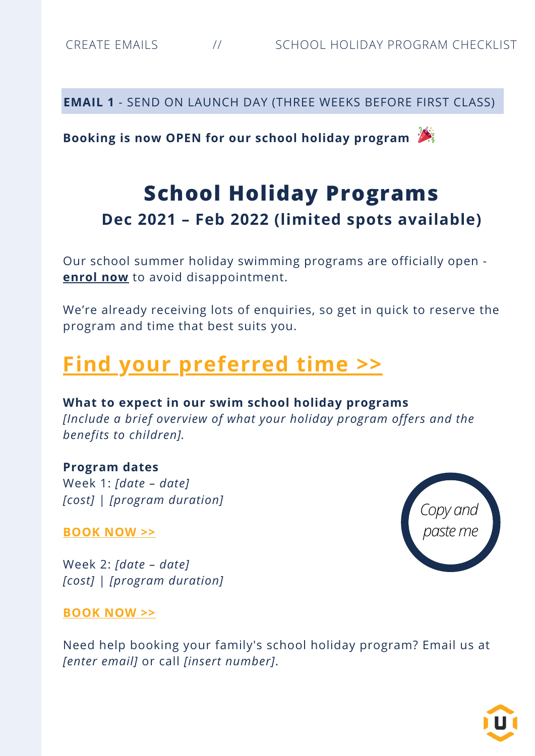**EMAIL 1** - SEND ON LAUNCH DAY (THREE WEEKS BEFORE FIRST CLASS)

**Booking is now OPEN for our school holiday program** 🎉

# School Holiday Programs

## Dec 2021 – Feb 2022 (limited spots available)

Our school summer holiday swimming programs are officially open - **enrol now** to avoid disappointment.

We're already receiving lots of enquiries, so get in quick to reserve the program and time that best suits you.

## Find your preferred time >>

**What to expect in our swim school holiday programs**
*[Include a brief overview of what your holiday program offers and the benefits to children].*

**Program dates**
Week 1: *[date – date]*
*[cost] | [program duration]*

**BOOK NOW >>**

Week 2: *[date – date]*
*[cost] | [program duration]*

**BOOK NOW >>**

Need help booking your family's school holiday program? Email us at *[enter email]* or call *[insert number]*.

*Copy and paste me*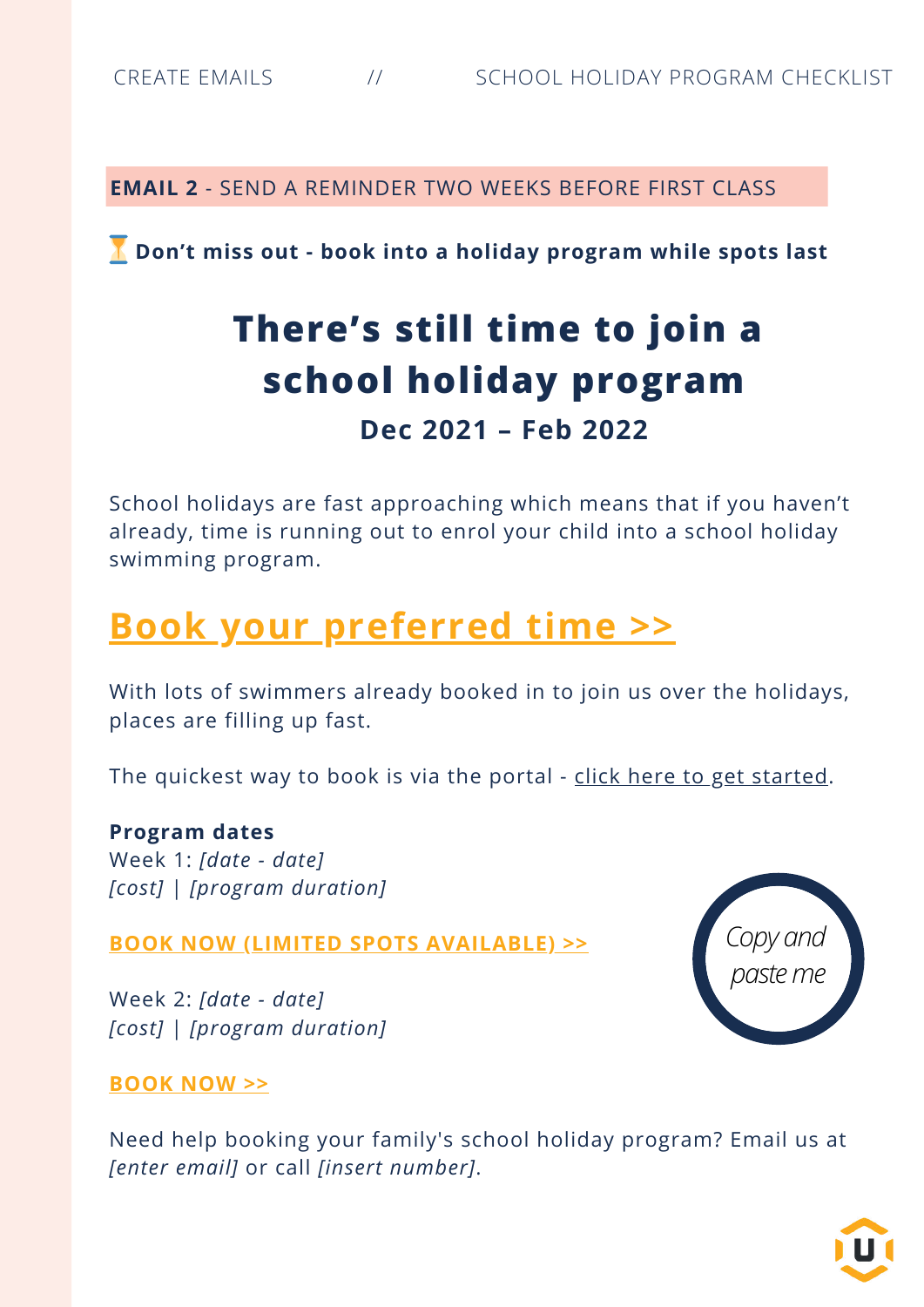**EMAIL 2** - SEND A REMINDER TWO WEEKS BEFORE FIRST CLASS

⏳ **Don't miss out - book into a holiday program while spots last**

# There's still time to join a school holiday program

### Dec 2021 – Feb 2022

School holidays are fast approaching which means that if you haven't already, time is running out to enrol your child into a school holiday swimming program.

## Book your preferred time >>

With lots of swimmers already booked in to join us over the holidays, places are filling up fast.

The quickest way to book is via the portal - click here to get started.

**Program dates**
Week 1: *[date - date]*
*[cost]* | *[program duration]*

**BOOK NOW (LIMITED SPOTS AVAILABLE) >>**

Week 2: *[date - date]*
*[cost]* | *[program duration]*

**BOOK NOW >>**

*Copy and paste me*

Need help booking your family's school holiday program? Email us at *[enter email]* or call *[insert number]*.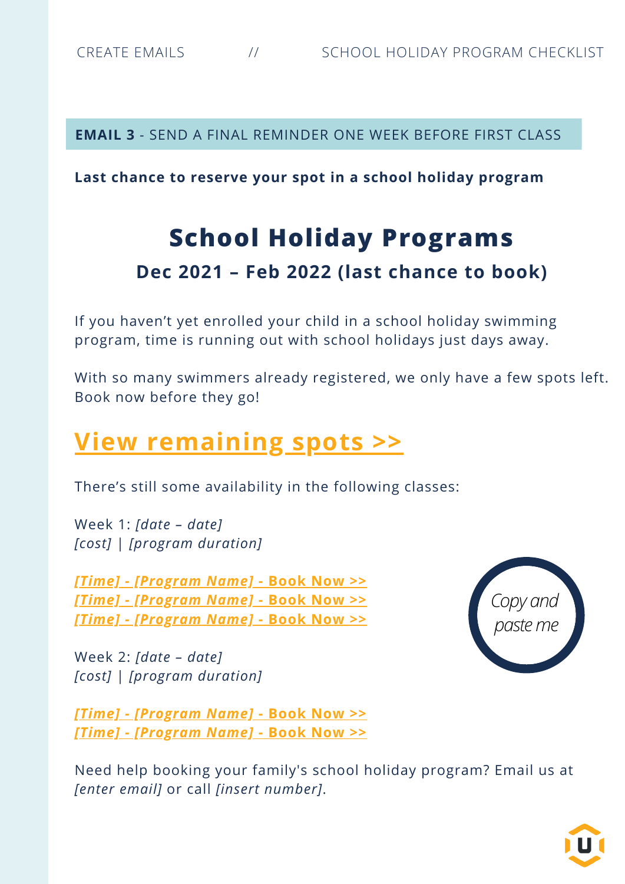**EMAIL 3** - SEND A FINAL REMINDER ONE WEEK BEFORE FIRST CLASS

**Last chance to reserve your spot in a school holiday program**

# School Holiday Programs

### Dec 2021 – Feb 2022 (last chance to book)

If you haven't yet enrolled your child in a school holiday swimming program, time is running out with school holidays just days away.

With so many swimmers already registered, we only have a few spots left. Book now before they go!

## View remaining spots >>

There's still some availability in the following classes:

Week 1: *[date – date]*
*[cost]* | *[program duration]*

*[Time] - [Program Name]* - **Book Now >>**
*[Time] - [Program Name]* - **Book Now >>**
*[Time] - [Program Name]* - **Book Now >>**

*Copy and paste me*

Week 2: *[date – date]*
*[cost]* | *[program duration]*

*[Time] - [Program Name]* - **Book Now >>**
*[Time] - [Program Name]* - **Book Now >>**

Need help booking your family's school holiday program? Email us at *[enter email]* or call *[insert number]*.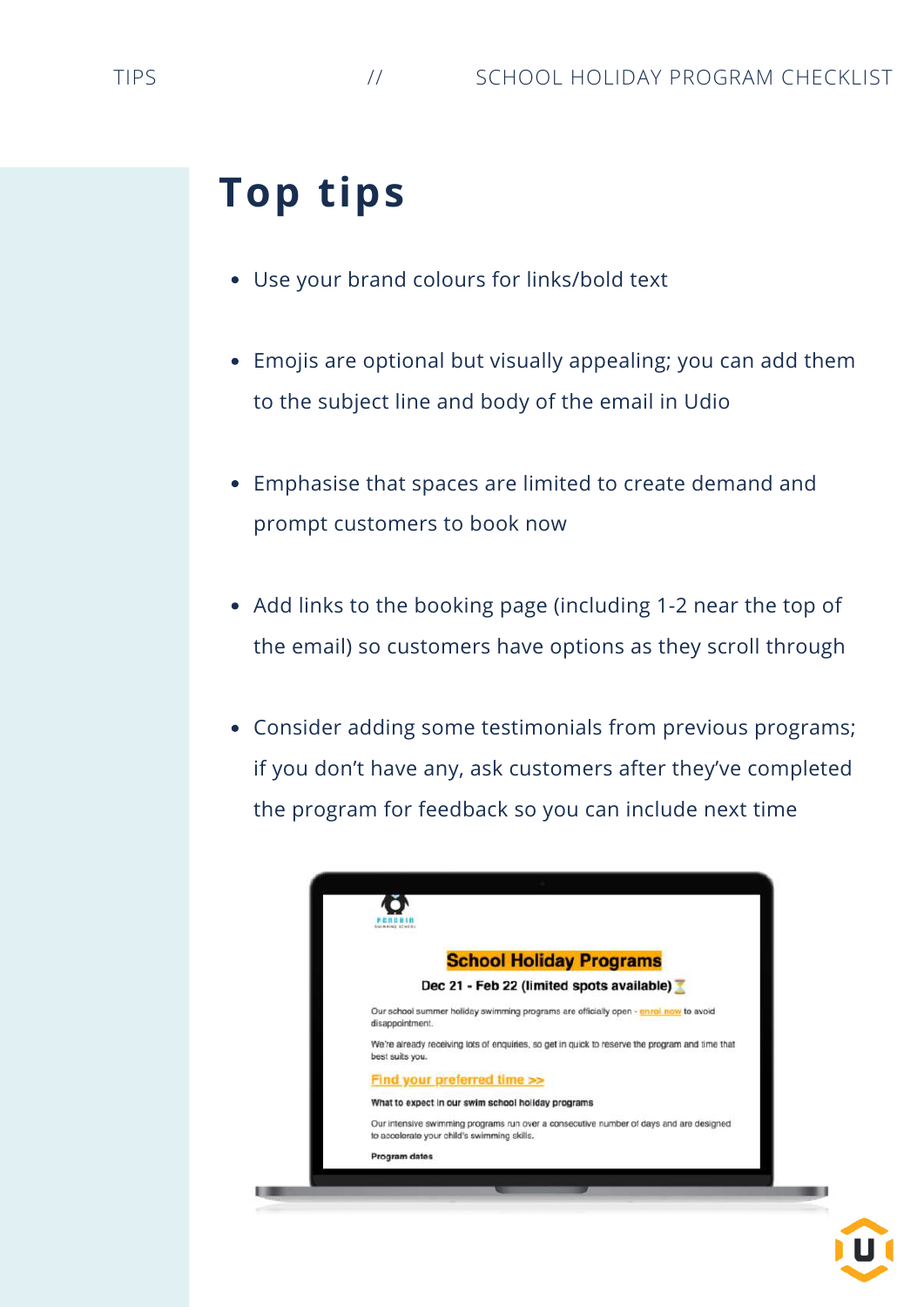# Top tips

- Use your brand colours for links/bold text
- Emojis are optional but visually appealing; you can add them to the subject line and body of the email in Udio
- Emphasise that spaces are limited to create demand and prompt customers to book now
- Add links to the booking page (including 1-2 near the top of the email) so customers have options as they scroll through
- Consider adding some testimonials from previous programs; if you don't have any, ask customers after they've completed the program for feedback so you can include next time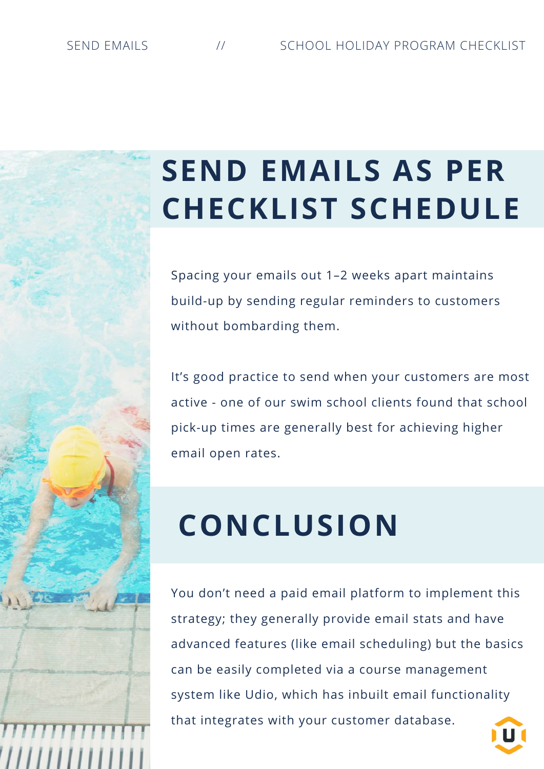# SEND EMAILS AS PER CHECKLIST SCHEDULE

Spacing your emails out 1–2 weeks apart maintains build-up by sending regular reminders to customers without bombarding them.

It's good practice to send when your customers are most active - one of our swim school clients found that school pick-up times are generally best for achieving higher email open rates.

# CONCLUSION

You don't need a paid email platform to implement this strategy; they generally provide email stats and have advanced features (like email scheduling) but the basics can be easily completed via a course management system like Udio, which has inbuilt email functionality that integrates with your customer database.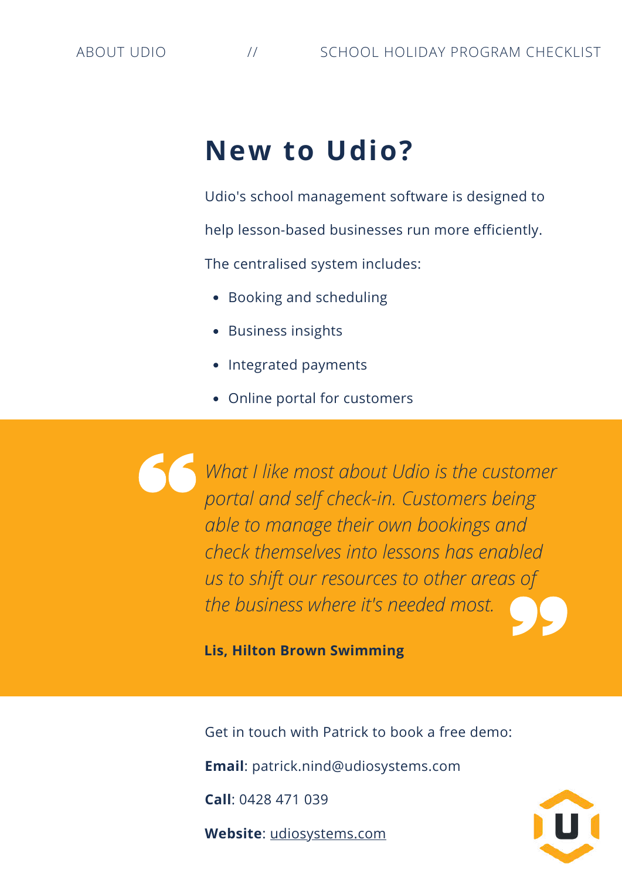# New to Udio?

Udio's school management software is designed to help lesson-based businesses run more efficiently.

The centralised system includes:

- Booking and scheduling
- Business insights
- Integrated payments
- Online portal for customers

*What I like most about Udio is the customer portal and self check-in. Customers being able to manage their own bookings and check themselves into lessons has enabled us to shift our resources to other areas of the business where it's needed most.*

**Lis, Hilton Brown Swimming**

Get in touch with Patrick to book a free demo:

**Email**: patrick.nind@udiosystems.com

**Call**: 0428 471 039

**Website**: udiosystems.com